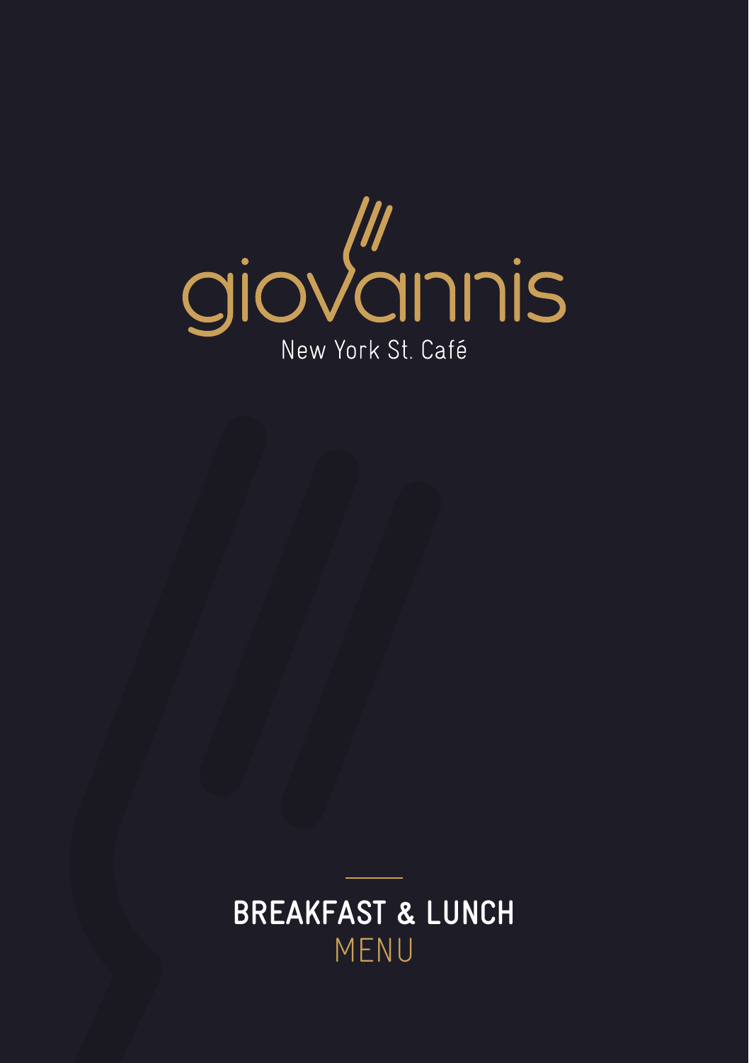# giovannis

New York St. Café

## BREAKFAST & LUNCH

MENU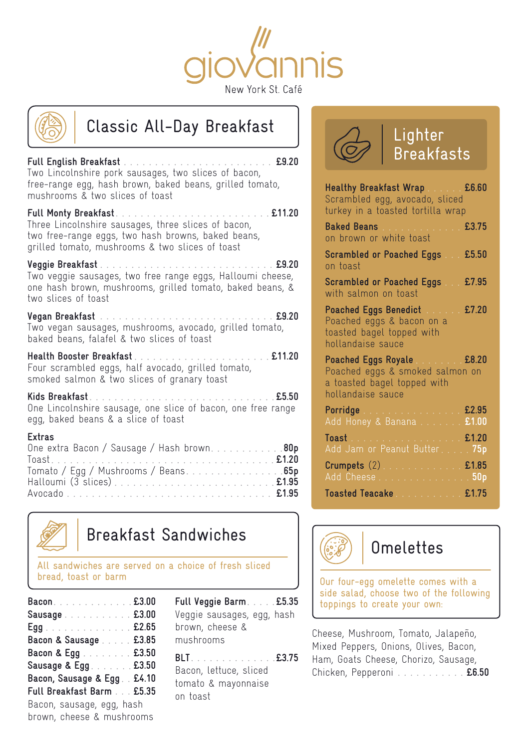# giovannis

New York St. Café

## Classic All-Day Breakfast

**Full English Breakfast** . . . . . . **£9.20**
Two Lincolnshire pork sausages, two slices of bacon, free-range egg, hash brown, baked beans, grilled tomato, mushrooms & two slices of toast

**Full Monty Breakfast** . . . . . . **£11.20**
Three Lincolnshire sausages, three slices of bacon, two free-range eggs, two hash browns, baked beans, grilled tomato, mushrooms & two slices of toast

**Veggie Breakfast** . . . . . . **£9.20**
Two veggie sausages, two free range eggs, Halloumi cheese, one hash brown, mushrooms, grilled tomato, baked beans, & two slices of toast

**Vegan Breakfast** . . . . . . **£9.20**
Two vegan sausages, mushrooms, avocado, grilled tomato, baked beans, falafel & two slices of toast

**Health Booster Breakfast** . . . . . . **£11.20**
Four scrambled eggs, half avocado, grilled tomato, smoked salmon & two slices of granary toast

**Kids Breakfast** . . . . . . **£5.50**
One Lincolnshire sausage, one slice of bacon, one free range egg, baked beans & a slice of toast

**Extras**

- One extra Bacon / Sausage / Hash brown . . . . . . **80p**
- Toast . . . . . . **£1.20**
- Tomato / Egg / Mushrooms / Beans . . . . . . **65p**
- Halloumi (3 slices) . . . . . . **£1.95**
- Avocado . . . . . . **£1.95**

## Lighter Breakfasts

**Healthy Breakfast Wrap** . . . . . . **£6.60**
Scrambled egg, avocado, sliced turkey in a toasted tortilla wrap

**Baked Beans** . . . . . . **£3.75**
on brown or white toast

**Scrambled or Poached Eggs** . . . . . . **£5.50**
on toast

**Scrambled or Poached Eggs** . . . . . . **£7.95**
with salmon on toast

**Poached Eggs Benedict** . . . . . . **£7.20**
Poached eggs & bacon on a toasted bagel topped with hollandaise sauce

**Poached Eggs Royale** . . . . . . **£8.20**
Poached eggs & smoked salmon on a toasted bagel topped with hollandaise sauce

**Porridge** . . . . . . **£2.95**
Add Honey & Banana . . . . . . **£1.00**

**Toast** . . . . . . **£1.20**
Add Jam or Peanut Butter . . . . . . **75p**

**Crumpets** (2) . . . . . . **£1.85**
Add Cheese . . . . . . **50p**

**Toasted Teacake** . . . . . . **£1.75**

## Breakfast Sandwiches

All sandwiches are served on a choice of fresh sliced bread, toast or barm

- **Bacon** . . . . . . **£3.00**
- **Sausage** . . . . . . **£3.00**
- **Egg** . . . . . . **£2.65**
- **Bacon & Sausage** . . . . . . **£3.85**
- **Bacon & Egg** . . . . . . **£3.50**
- **Sausage & Egg** . . . . . . **£3.50**
- **Bacon, Sausage & Egg** . . . . . . **£4.10**
- **Full Breakfast Barm** . . . . . . **£5.35**
  Bacon, sausage, egg, hash brown, cheese & mushrooms

**Full Veggie Barm** . . . . . . **£5.35**
Veggie sausages, egg, hash brown, cheese & mushrooms

**BLT** . . . . . . **£3.75**
Bacon, lettuce, sliced tomato & mayonnaise on toast

## Omelettes

Our four-egg omelette comes with a side salad, choose two of the following toppings to create your own:

Cheese, Mushroom, Tomato, Jalapeño, Mixed Peppers, Onions, Olives, Bacon, Ham, Goats Cheese, Chorizo, Sausage, Chicken, Pepperoni . . . . . . **£6.50**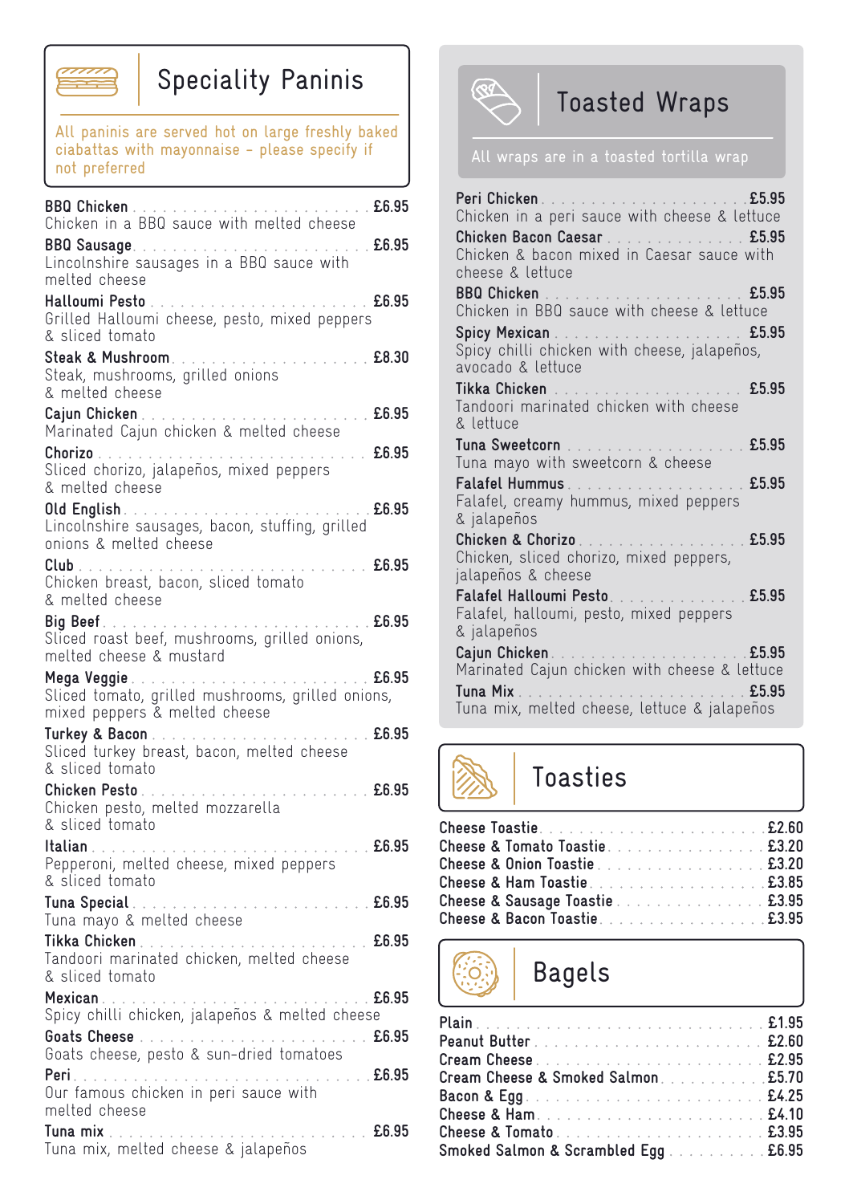## Speciality Paninis

All paninis are served hot on large freshly baked ciabattas with mayonnaise - please specify if not preferred

**BBQ Chicken** . . . . . . . . . . £6.95
Chicken in a BBQ sauce with melted cheese

**BBQ Sausage** . . . . . . . . . . £6.95
Lincolnshire sausages in a BBQ sauce with melted cheese

**Halloumi Pesto** . . . . . . . . . . £6.95
Grilled Halloumi cheese, pesto, mixed peppers & sliced tomato

**Steak & Mushroom** . . . . . . . . . . £8.30
Steak, mushrooms, grilled onions & melted cheese

**Cajun Chicken** . . . . . . . . . . £6.95
Marinated Cajun chicken & melted cheese

**Chorizo** . . . . . . . . . . £6.95
Sliced chorizo, jalapeños, mixed peppers & melted cheese

**Old English** . . . . . . . . . . £6.95
Lincolnshire sausages, bacon, stuffing, grilled onions & melted cheese

**Club** . . . . . . . . . . £6.95
Chicken breast, bacon, sliced tomato & melted cheese

**Big Beef** . . . . . . . . . . £6.95
Sliced roast beef, mushrooms, grilled onions, melted cheese & mustard

**Mega Veggie** . . . . . . . . . . £6.95
Sliced tomato, grilled mushrooms, grilled onions, mixed peppers & melted cheese

**Turkey & Bacon** . . . . . . . . . . £6.95
Sliced turkey breast, bacon, melted cheese & sliced tomato

**Chicken Pesto** . . . . . . . . . . £6.95
Chicken pesto, melted mozzarella & sliced tomato

**Italian** . . . . . . . . . . £6.95
Pepperoni, melted cheese, mixed peppers & sliced tomato

**Tuna Special** . . . . . . . . . . £6.95
Tuna mayo & melted cheese

**Tikka Chicken** . . . . . . . . . . £6.95
Tandoori marinated chicken, melted cheese & sliced tomato

**Mexican** . . . . . . . . . . £6.95
Spicy chilli chicken, jalapeños & melted cheese

**Goats Cheese** . . . . . . . . . . £6.95
Goats cheese, pesto & sun-dried tomatoes

**Peri** . . . . . . . . . . £6.95
Our famous chicken in peri sauce with melted cheese

**Tuna mix** . . . . . . . . . . £6.95
Tuna mix, melted cheese & jalapeños

## Toasted Wraps

All wraps are in a toasted tortilla wrap

**Peri Chicken** . . . . . . . . . . £5.95
Chicken in a peri sauce with cheese & lettuce

**Chicken Bacon Caesar** . . . . . . . . . . £5.95
Chicken & bacon mixed in Caesar sauce with cheese & lettuce

**BBQ Chicken** . . . . . . . . . . £5.95
Chicken in BBQ sauce with cheese & lettuce

**Spicy Mexican** . . . . . . . . . . £5.95
Spicy chilli chicken with cheese, jalapeños, avocado & lettuce

**Tikka Chicken** . . . . . . . . . . £5.95
Tandoori marinated chicken with cheese & lettuce

**Tuna Sweetcorn** . . . . . . . . . . £5.95
Tuna mayo with sweetcorn & cheese

**Falafel Hummus** . . . . . . . . . . £5.95
Falafel, creamy hummus, mixed peppers & jalapeños

**Chicken & Chorizo** . . . . . . . . . . £5.95
Chicken, sliced chorizo, mixed peppers, jalapeños & cheese

**Falafel Halloumi Pesto** . . . . . . . . . . £5.95
Falafel, halloumi, pesto, mixed peppers & jalapeños

**Cajun Chicken** . . . . . . . . . . £5.95
Marinated Cajun chicken with cheese & lettuce

**Tuna Mix** . . . . . . . . . . £5.95
Tuna mix, melted cheese, lettuce & jalapeños

## Toasties

**Cheese Toastie** . . . . . . . . . . £2.60
**Cheese & Tomato Toastie** . . . . . . . . . . £3.20
**Cheese & Onion Toastie** . . . . . . . . . . £3.20
**Cheese & Ham Toastie** . . . . . . . . . . £3.85
**Cheese & Sausage Toastie** . . . . . . . . . . £3.95
**Cheese & Bacon Toastie** . . . . . . . . . . £3.95

## Bagels

**Plain** . . . . . . . . . . £1.95
**Peanut Butter** . . . . . . . . . . £2.60
**Cream Cheese** . . . . . . . . . . £2.95
**Cream Cheese & Smoked Salmon** . . . . . . . . . . £5.70
**Bacon & Egg** . . . . . . . . . . £4.25
**Cheese & Ham** . . . . . . . . . . £4.10
**Cheese & Tomato** . . . . . . . . . . £3.95
**Smoked Salmon & Scrambled Egg** . . . . . . . . . . £6.95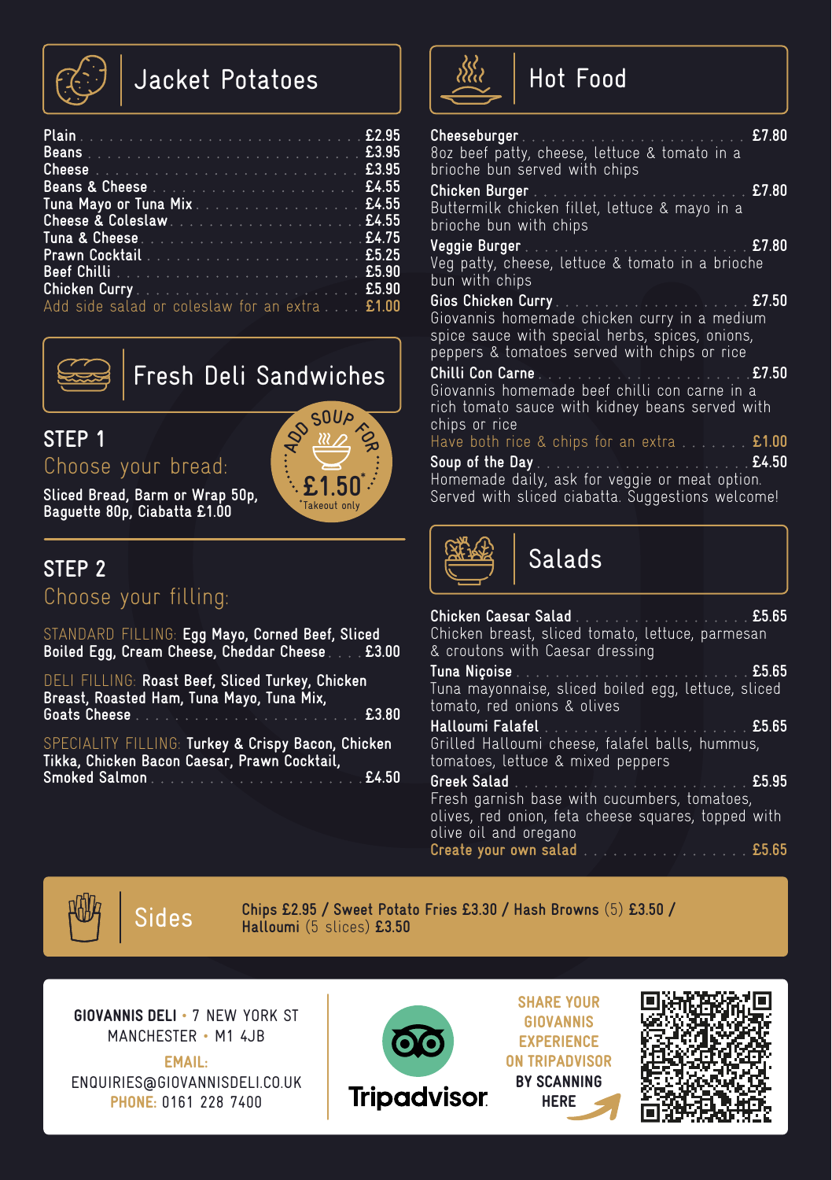## Jacket Potatoes

| | |
|---|---|
| Plain | £2.95 |
| Beans | £3.95 |
| Cheese | £3.95 |
| Beans & Cheese | £4.55 |
| Tuna Mayo or Tuna Mix | £4.55 |
| Cheese & Coleslaw | £4.55 |
| Tuna & Cheese | £4.75 |
| Prawn Cocktail | £5.25 |
| Beef Chilli | £5.90 |
| Chicken Curry | £5.90 |
| Add side salad or coleslaw for an extra | £1.00 |

## Fresh Deli Sandwiches

ADD SOUP FOR £1.50* *Takeout only

### STEP 1

Choose your bread:

**Sliced Bread, Barm or Wrap 50p, Baguette 80p, Ciabatta £1.00**

### STEP 2

Choose your filling:

STANDARD FILLING: **Egg Mayo, Corned Beef, Sliced Boiled Egg, Cream Cheese, Cheddar Cheese** .... £3.00

DELI FILLING: **Roast Beef, Sliced Turkey, Chicken Breast, Roasted Ham, Tuna Mayo, Tuna Mix, Goats Cheese** .... £3.80

SPECIALITY FILLING: **Turkey & Crispy Bacon, Chicken Tikka, Chicken Bacon Caesar, Prawn Cocktail, Smoked Salmon** .... £4.50

## Hot Food

**Cheeseburger** .... £7.80
8oz beef patty, cheese, lettuce & tomato in a brioche bun served with chips

**Chicken Burger** .... £7.80
Buttermilk chicken fillet, lettuce & mayo in a brioche bun with chips

**Veggie Burger** .... £7.80
Veg patty, cheese, lettuce & tomato in a brioche bun with chips

**Gios Chicken Curry** .... £7.50
Giovannis homemade chicken curry in a medium spice sauce with special herbs, spices, onions, peppers & tomatoes served with chips or rice

**Chilli Con Carne** .... £7.50
Giovannis homemade beef chilli con carne in a rich tomato sauce with kidney beans served with chips or rice

Have both rice & chips for an extra .... £1.00

**Soup of the Day** .... £4.50
Homemade daily, ask for veggie or meat option. Served with sliced ciabatta. Suggestions welcome!

## Salads

**Chicken Caesar Salad** .... £5.65
Chicken breast, sliced tomato, lettuce, parmesan & croutons with Caesar dressing

**Tuna Niçoise** .... £5.65
Tuna mayonnaise, sliced boiled egg, lettuce, sliced tomato, red onions & olives

**Halloumi Falafel** .... £5.65
Grilled Halloumi cheese, falafel balls, hummus, tomatoes, lettuce & mixed peppers

**Greek Salad** .... £5.95
Fresh garnish base with cucumbers, tomatoes, olives, red onion, feta cheese squares, topped with olive oil and oregano

**Create your own salad** .... £5.65

## Sides

**Chips £2.95 / Sweet Potato Fries £3.30 / Hash Browns** (5) **£3.50 / Halloumi** (5 slices) **£3.50**

**GIOVANNIS DELI** • 7 NEW YORK ST
MANCHESTER • M1 4JB
EMAIL: ENQUIRIES@GIOVANNISDELI.CO.UK
PHONE: 0161 228 7400

Tripadvisor

SHARE YOUR GIOVANNIS EXPERIENCE ON TRIPADVISOR BY SCANNING HERE